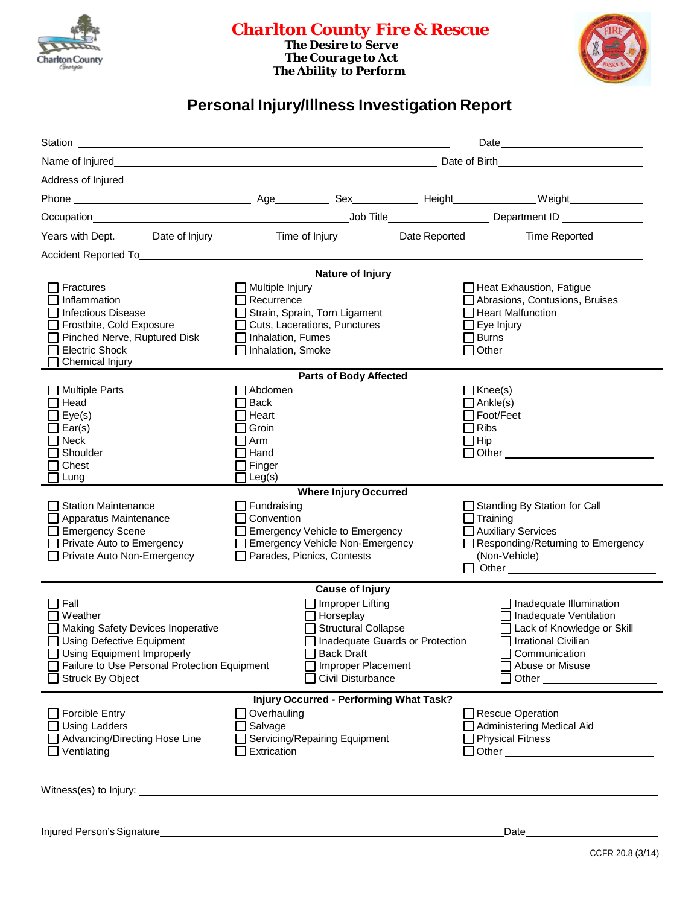# Charlton County Fire & Rescue

**The Desire to Serve**
**The Courage to Act**
**The Ability to Perform**

## Personal Injury/Illness Investigation Report

Station \_\_\_\_\_\_\_\_\_\_\_\_\_\_\_\_\_\_\_\_ Date \_\_\_\_\_\_\_\_\_\_

Name of Injured \_\_\_\_\_\_\_\_\_\_\_\_\_\_\_\_\_\_\_\_ Date of Birth \_\_\_\_\_\_\_\_\_\_

Address of Injured \_\_\_\_\_\_\_\_\_\_\_\_\_\_\_\_\_\_\_\_

Phone \_\_\_\_\_\_\_\_\_\_ Age \_\_\_\_\_ Sex \_\_\_\_\_ Height \_\_\_\_\_ Weight \_\_\_\_\_

Occupation \_\_\_\_\_\_\_\_\_\_ Job Title \_\_\_\_\_\_\_\_\_\_ Department ID \_\_\_\_\_\_\_\_\_\_

Years with Dept. \_\_\_\_\_ Date of Injury \_\_\_\_\_ Time of Injury \_\_\_\_\_ Date Reported \_\_\_\_\_ Time Reported \_\_\_\_\_

Accident Reported To \_\_\_\_\_\_\_\_\_\_\_\_\_\_\_\_\_\_\_\_

### Nature of Injury

- ☐ Fractures
- ☐ Inflammation
- ☐ Infectious Disease
- ☐ Frostbite, Cold Exposure
- ☐ Pinched Nerve, Ruptured Disk
- ☐ Electric Shock
- ☐ Chemical Injury
- ☐ Multiple Injury
- ☐ Recurrence
- ☐ Strain, Sprain, Torn Ligament
- ☐ Cuts, Lacerations, Punctures
- ☐ Inhalation, Fumes
- ☐ Inhalation, Smoke
- ☐ Heat Exhaustion, Fatigue
- ☐ Abrasions, Contusions, Bruises
- ☐ Heart Malfunction
- ☐ Eye Injury
- ☐ Burns
- ☐ Other \_\_\_\_\_\_\_\_\_\_

### Parts of Body Affected

- ☐ Multiple Parts
- ☐ Head
- ☐ Eye(s)
- ☐ Ear(s)
- ☐ Neck
- ☐ Shoulder
- ☐ Chest
- ☐ Lung
- ☐ Abdomen
- ☐ Back
- ☐ Heart
- ☐ Groin
- ☐ Arm
- ☐ Hand
- ☐ Finger
- ☐ Leg(s)
- ☐ Knee(s)
- ☐ Ankle(s)
- ☐ Foot/Feet
- ☐ Ribs
- ☐ Hip
- ☐ Other \_\_\_\_\_\_\_\_\_\_

### Where Injury Occurred

- ☐ Station Maintenance
- ☐ Apparatus Maintenance
- ☐ Emergency Scene
- ☐ Private Auto to Emergency
- ☐ Private Auto Non-Emergency
- ☐ Fundraising
- ☐ Convention
- ☐ Emergency Vehicle to Emergency
- ☐ Emergency Vehicle Non-Emergency
- ☐ Parades, Picnics, Contests
- ☐ Standing By Station for Call
- ☐ Training
- ☐ Auxiliary Services
- ☐ Responding/Returning to Emergency (Non-Vehicle)
- ☐ Other \_\_\_\_\_\_\_\_\_\_

### Cause of Injury

- ☐ Fall
- ☐ Weather
- ☐ Making Safety Devices Inoperative
- ☐ Using Defective Equipment
- ☐ Using Equipment Improperly
- ☐ Failure to Use Personal Protection Equipment
- ☐ Struck By Object
- ☐ Improper Lifting
- ☐ Horseplay
- ☐ Structural Collapse
- ☐ Inadequate Guards or Protection
- ☐ Back Draft
- ☐ Improper Placement
- ☐ Civil Disturbance
- ☐ Inadequate Illumination
- ☐ Inadequate Ventilation
- ☐ Lack of Knowledge or Skill
- ☐ Irrational Civilian
- ☐ Communication
- ☐ Abuse or Misuse
- ☐ Other \_\_\_\_\_\_\_\_\_\_

### Injury Occurred - Performing What Task?

- ☐ Forcible Entry
- ☐ Using Ladders
- ☐ Advancing/Directing Hose Line
- ☐ Ventilating
- ☐ Overhauling
- ☐ Salvage
- ☐ Servicing/Repairing Equipment
- ☐ Extrication
- ☐ Rescue Operation
- ☐ Administering Medical Aid
- ☐ Physical Fitness
- ☐ Other \_\_\_\_\_\_\_\_\_\_

Witness(es) to Injury: \_\_\_\_\_\_\_\_\_\_\_\_\_\_\_\_\_\_\_\_

Injured Person's Signature \_\_\_\_\_\_\_\_\_\_\_\_\_\_\_\_\_\_\_\_ Date \_\_\_\_\_\_\_\_\_\_

CCFR 20.8 (3/14)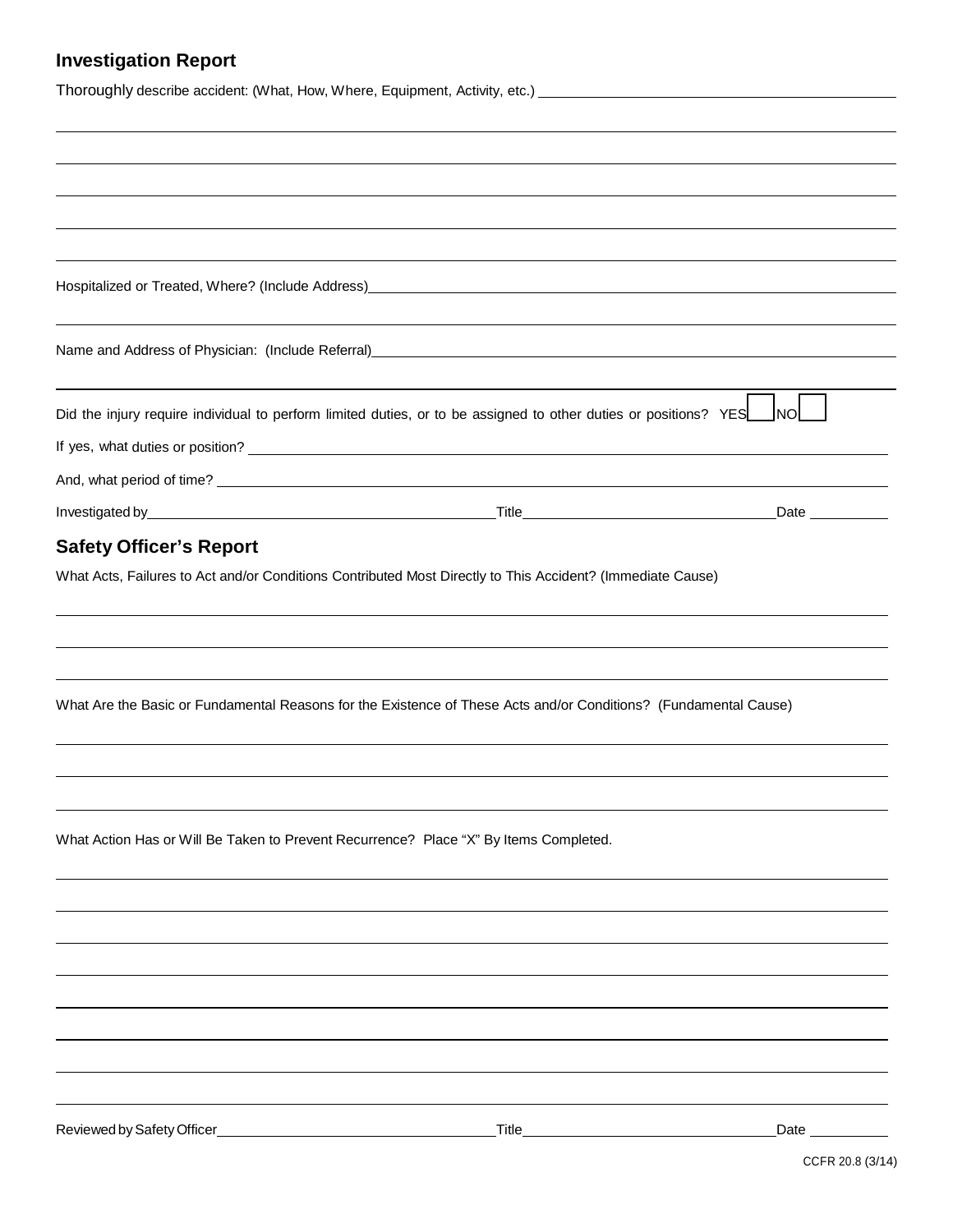## Investigation Report

Thoroughly describe accident: (What, How, Where, Equipment, Activity, etc.) \_\_\_\_\_\_\_\_\_\_\_\_\_\_\_\_\_\_\_\_

Hospitalized or Treated, Where? (Include Address) \_\_\_\_\_\_\_\_\_\_\_\_\_\_\_\_\_\_\_\_

Name and Address of Physician: (Include Referral) \_\_\_\_\_\_\_\_\_\_\_\_\_\_\_\_\_\_\_\_

Did the injury require individual to perform limited duties, or to be assigned to other duties or positions? YES ☐ NO ☐

If yes, what duties or position? \_\_\_\_\_\_\_\_\_\_\_\_\_\_\_\_\_\_\_\_

And, what period of time? \_\_\_\_\_\_\_\_\_\_\_\_\_\_\_\_\_\_\_\_

Investigated by \_\_\_\_\_\_\_\_\_\_\_\_\_\_\_\_\_\_\_\_ Title \_\_\_\_\_\_\_\_\_\_\_\_\_\_\_\_\_\_\_\_ Date \_\_\_\_\_\_\_\_\_\_

## Safety Officer's Report

What Acts, Failures to Act and/or Conditions Contributed Most Directly to This Accident? (Immediate Cause)

What Are the Basic or Fundamental Reasons for the Existence of These Acts and/or Conditions? (Fundamental Cause)

What Action Has or Will Be Taken to Prevent Recurrence? Place "X" By Items Completed.

Reviewed by Safety Officer \_\_\_\_\_\_\_\_\_\_\_\_\_\_\_\_\_\_\_\_ Title \_\_\_\_\_\_\_\_\_\_\_\_\_\_\_\_\_\_\_\_ Date \_\_\_\_\_\_\_\_\_\_

CCFR 20.8 (3/14)